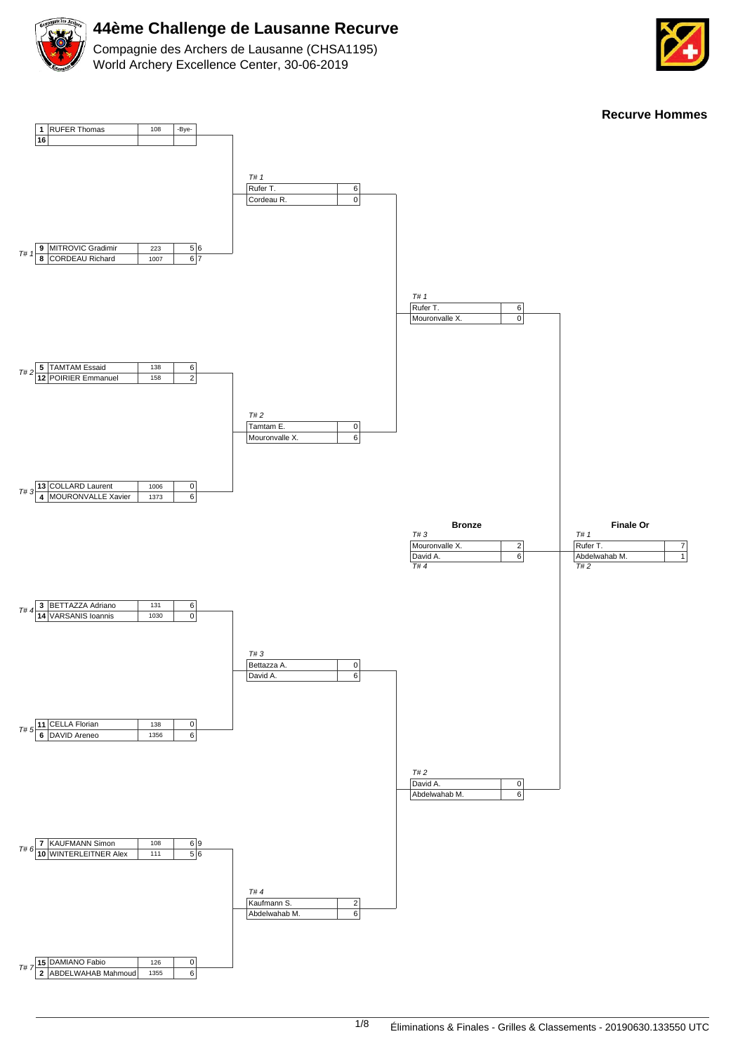# 44ème Challenge de Lausanne Recurve

Compagnie des Archers de Lausanne (CHSA1195)
World Archery Excellence Center, 30-06-2019

## Recurve Hommes

### 1/8 Finale

| Target | Rank | Name | Qual. Score | Set | Shoot-off |
|---|---|---|---|---|---|
| | 1 | RUFER Thomas | 108 | -Bye- | |
| | 16 | | | | |
| T# 1 | 9 | MITROVIC Gradimir | 223 | 5 | 6 |
| | 8 | CORDEAU Richard | 1007 | 6 | 7 |
| T# 2 | 5 | TAMTAM Essaid | 138 | 6 | |
| | 12 | POIRIER Emmanuel | 158 | 2 | |
| T# 3 | 13 | COLLARD Laurent | 1006 | 0 | |
| | 4 | MOURONVALLE Xavier | 1373 | 6 | |
| T# 4 | 3 | BETTAZZA Adriano | 131 | 6 | |
| | 14 | VARSANIS Ioannis | 1030 | 0 | |
| T# 5 | 11 | CELLA Florian | 138 | 0 | |
| | 6 | DAVID Areneo | 1356 | 6 | |
| T# 6 | 7 | KAUFMANN Simon | 108 | 6 | 9 |
| | 10 | WINTERLEITNER Alex | 111 | 5 | 6 |
| T# 7 | 15 | DAMIANO Fabio | 126 | 0 | |
| | 2 | ABDELWAHAB Mahmoud | 1355 | 6 | |

### 1/4 Finale

| Target | Name | Score |
|---|---|---|
| T# 1 | Rufer T. | 6 |
| | Cordeau R. | 0 |
| T# 2 | Tamtam E. | 0 |
| | Mouronvalle X. | 6 |
| T# 3 | Bettazza A. | 0 |
| | David A. | 6 |
| T# 4 | Kaufmann S. | 2 |
| | Abdelwahab M. | 6 |

### 1/2 Finale

| Target | Name | Score |
|---|---|---|
| T# 1 | Rufer T. | 6 |
| | Mouronvalle X. | 0 |
| T# 2 | David A. | 0 |
| | Abdelwahab M. | 6 |

### Bronze

| Target | Name | Score |
|---|---|---|
| T# 3 | Mouronvalle X. | 2 |
| T# 4 | David A. | 6 |

### Finale Or

| Target | Name | Score |
|---|---|---|
| T# 1 | Rufer T. | 7 |
| T# 2 | Abdelwahab M. | 1 |

Éliminations & Finales - Grilles & Classements - 20190630.133550 UTC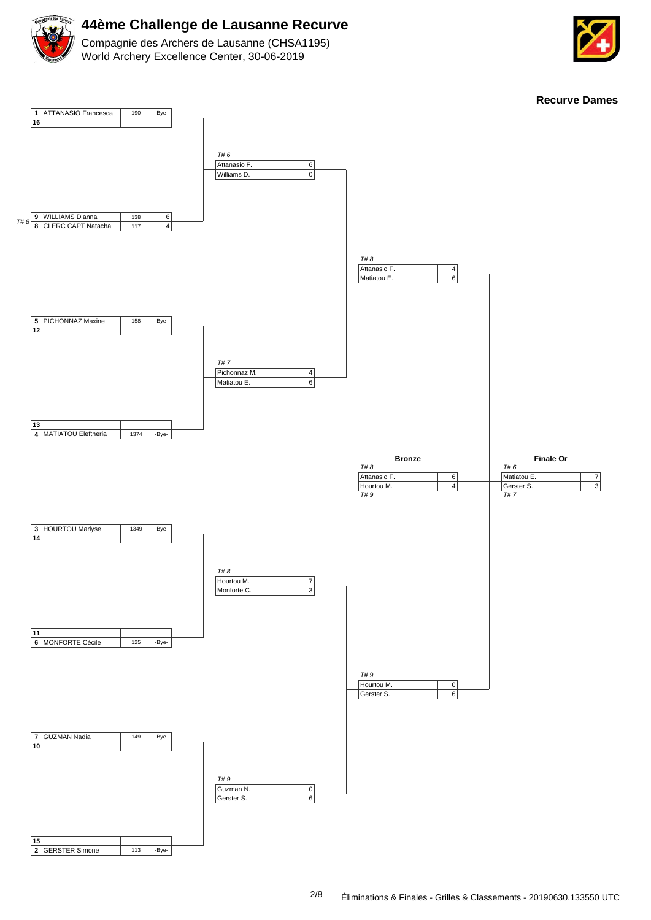# 44ème Challenge de Lausanne Recurve

Compagnie des Archers de Lausanne (CHSA1195)
World Archery Excellence Center, 30-06-2019

## Recurve Dames

### 1/8 de finale

| Seed | Name | Score | Result |
|---|---|---|---|
| 1 | ATTANASIO Francesca | 190 | -Bye- |
| 16 | | | |
| 9 | WILLIAMS Dianna | 138 | 6 |
| 8 | CLERC CAPT Natacha | 117 | 4 |
| 5 | PICHONNAZ Maxine | 158 | -Bye- |
| 12 | | | |
| 13 | | | |
| 4 | MATIATOU Eleftheria | 1374 | -Bye- |
| 3 | HOURTOU Marlyse | 1349 | -Bye- |
| 14 | | | |
| 11 | | | |
| 6 | MONFORTE Cécile | 125 | -Bye- |
| 7 | GUZMAN Nadia | 149 | -Bye- |
| 10 | | | |
| 15 | | | |
| 2 | GERSTER Simone | 113 | -Bye- |

Match 9 vs 8: T# 8

### Quarts de finale

| Target | Name | Score |
|---|---|---|
| T# 6 | Attanasio F. | 6 |
| | Williams D. | 0 |
| T# 7 | Pichonnaz M. | 4 |
| | Matiatou E. | 6 |
| T# 8 | Hourtou M. | 7 |
| | Monforte C. | 3 |
| T# 9 | Guzman N. | 0 |
| | Gerster S. | 6 |

### Demi-finales

| Target | Name | Score |
|---|---|---|
| T# 8 | Attanasio F. | 4 |
| | Matiatou E. | 6 |
| T# 9 | Hourtou M. | 0 |
| | Gerster S. | 6 |

### Bronze

| Target | Name | Score |
|---|---|---|
| T# 8 | Attanasio F. | 6 |
| T# 9 | Hourtou M. | 4 |

### Finale Or

| Target | Name | Score |
|---|---|---|
| T# 6 | Matiatou E. | 7 |
| T# 7 | Gerster S. | 3 |

Éliminations & Finales - Grilles & Classements - 20190630.133550 UTC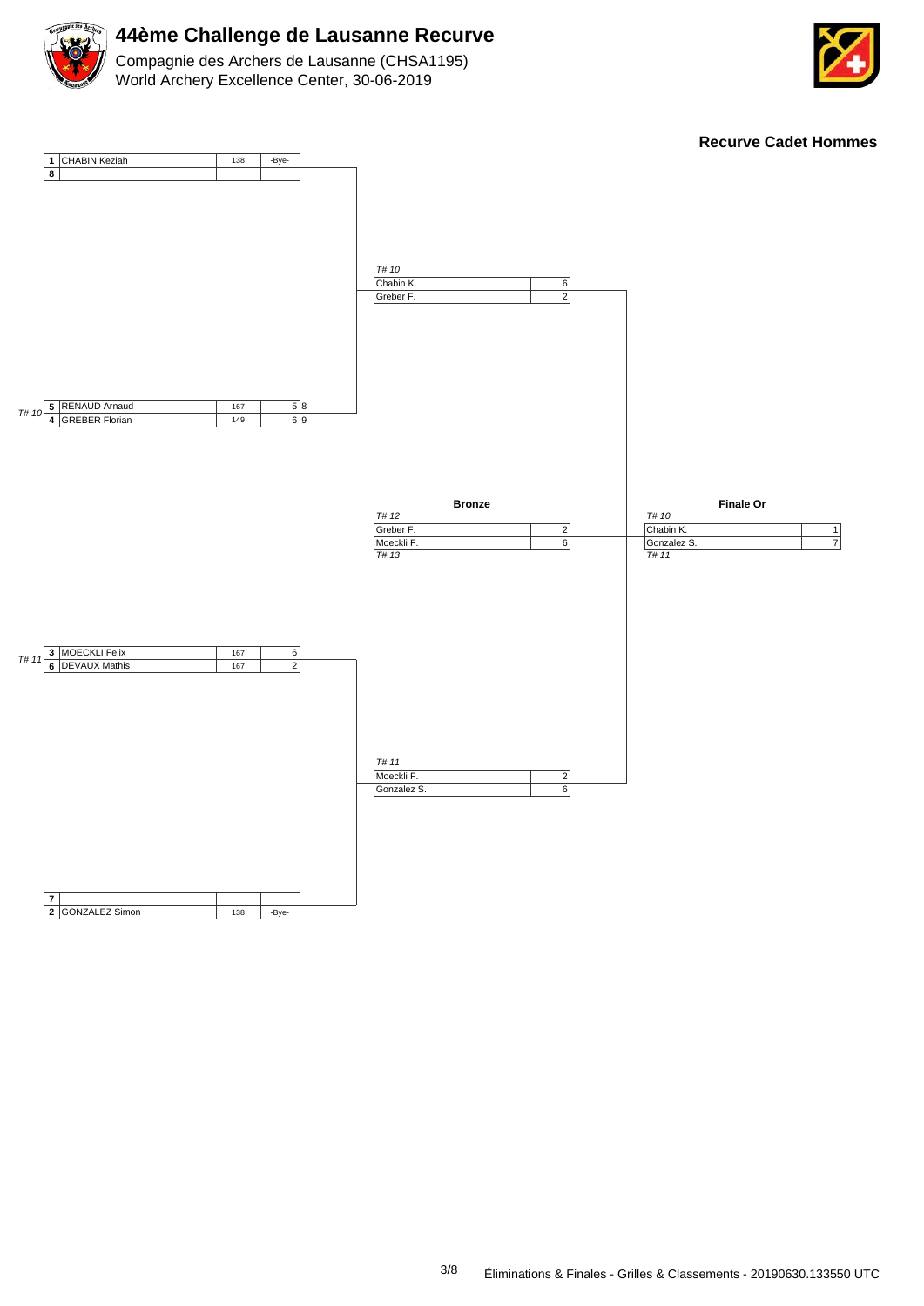# 44ème Challenge de Lausanne Recurve

Compagnie des Archers de Lausanne (CHSA1195)
World Archery Excellence Center, 30-06-2019

**Recurve Cadet Hommes**

### 1/4 de finale

| Match | Rang | Nom | Score qualif. | Score |
|---|---|---|---|---|
| | 1 | CHABIN Keziah | 138 | -Bye- |
| | 8 | | | |
| T# 10 | 5 | RENAUD Arnaud | 167 | 5 (8) |
| T# 10 | 4 | GREBER Florian | 149 | 6 (9) |
| T# 11 | 3 | MOECKLI Felix | 167 | 6 |
| T# 11 | 6 | DEVAUX Mathis | 167 | 2 |
| | 7 | | | |
| | 2 | GONZALEZ Simon | 138 | -Bye- |

### 1/2 finale

| Match | Nom | Score |
|---|---|---|
| T# 10 | Chabin K. | 6 |
| T# 10 | Greber F. | 2 |
| T# 11 | Moeckli F. | 2 |
| T# 11 | Gonzalez S. | 6 |

### Bronze

| Match | Nom | Score |
|---|---|---|
| T# 12 | Greber F. | 2 |
| T# 13 | Moeckli F. | 6 |

### Finale Or

| Match | Nom | Score |
|---|---|---|
| T# 10 | Chabin K. | 1 |
| T# 11 | Gonzalez S. | 7 |

Éliminations & Finales - Grilles & Classements - 20190630.133550 UTC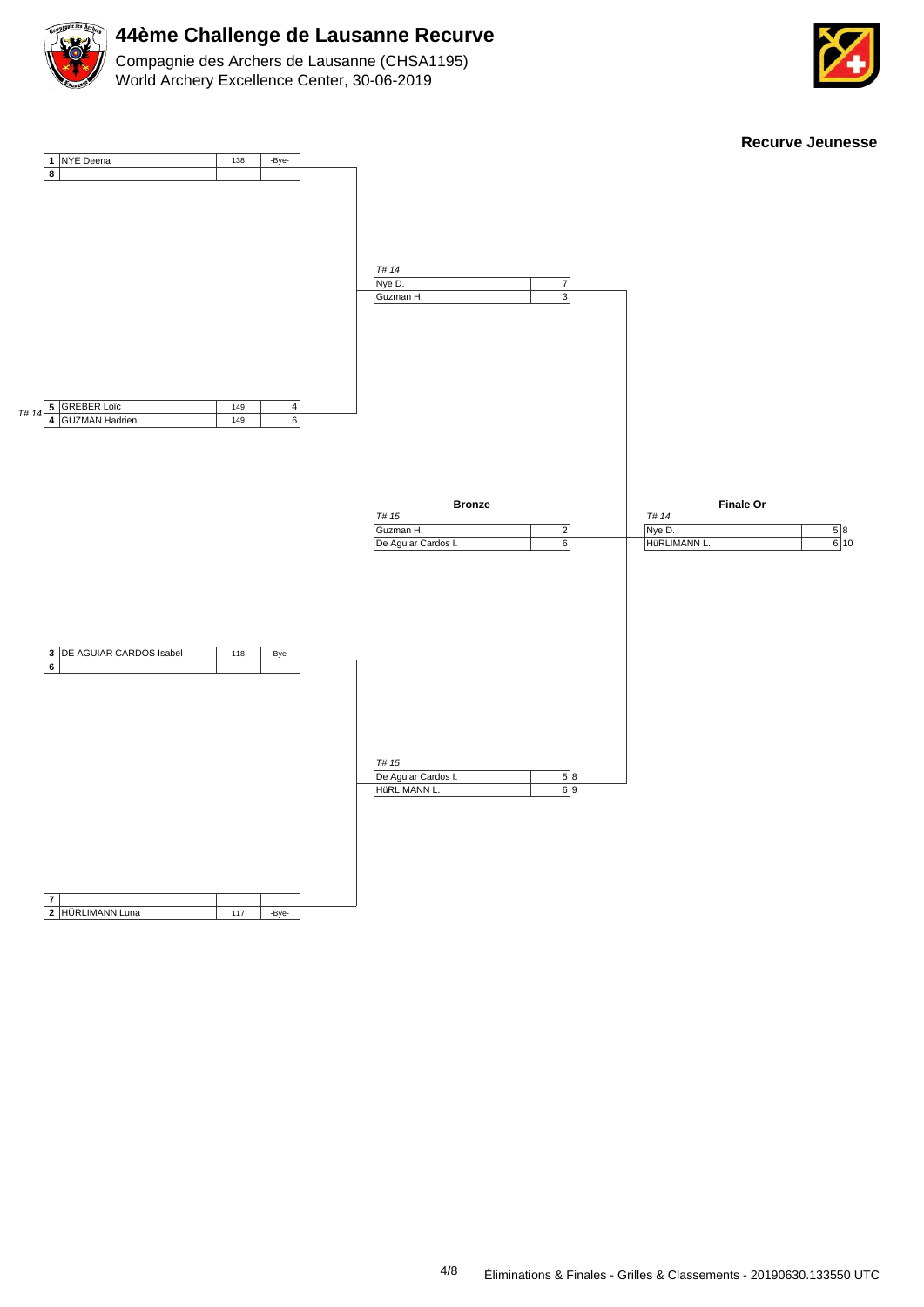# 44ème Challenge de Lausanne Recurve

Compagnie des Archers de Lausanne (CHSA1195)
World Archery Excellence Center, 30-06-2019

**Recurve Jeunesse**

### Premier tour

| Seed | Archer | Score | Result |
|---|---|---|---|
| 1 | NYE Deena | 138 | -Bye- |
| 8 | | | |

| Seed | Archer | Score | Result |
|---|---|---|---|
| 5 | GREBER Loïc | 149 | 4 |
| 4 | GUZMAN Hadrien | 149 | 6 |

T# 14

| Seed | Archer | Score | Result |
|---|---|---|---|
| 3 | DE AGUIAR CARDOS Isabel | 118 | -Bye- |
| 6 | | | |

| Seed | Archer | Score | Result |
|---|---|---|---|
| 7 | | | |
| 2 | HÜRLIMANN Luna | 117 | -Bye- |

### Demi-finales

T# 14

| Archer | Result |
|---|---|
| Nye D. | 7 |
| Guzman H. | 3 |

T# 15

| Archer | Result | Shoot-off |
|---|---|---|
| De Aguiar Cardos I. | 5 | 8 |
| HüRLIMANN L. | 6 | 9 |

### Bronze

T# 15

| Archer | Result |
|---|---|
| Guzman H. | 2 |
| De Aguiar Cardos I. | 6 |

### Finale Or

T# 14

| Archer | Result | Shoot-off |
|---|---|---|
| Nye D. | 5 | 8 |
| HüRLIMANN L. | 6 | 10 |

Éliminations & Finales - Grilles & Classements - 20190630.133550 UTC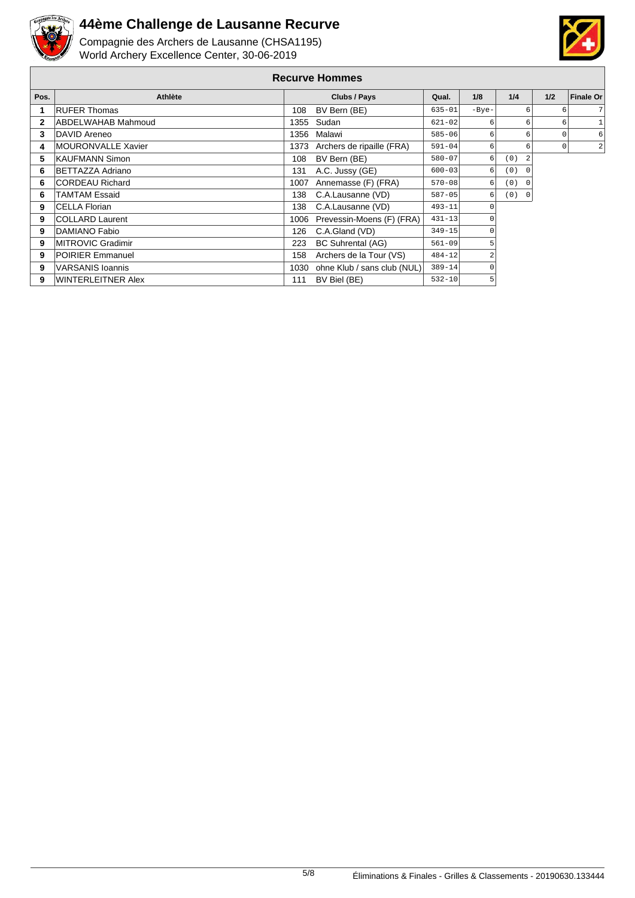# 44ème Challenge de Lausanne Recurve

Compagnie des Archers de Lausanne (CHSA1195)
World Archery Excellence Center, 30-06-2019

## Recurve Hommes

| Pos. | Athlète | Clubs / Pays | | Qual. | 1/8 | 1/4 | 1/2 | Finale Or |
|---|---|---|---|---|---|---|---|---|
| 1 | RUFER Thomas | 108 | BV Bern (BE) | 635-01 | -Bye- | 6 | 6 | 7 |
| 2 | ABDELWAHAB Mahmoud | 1355 | Sudan | 621-02 | 6 | 6 | 6 | 1 |
| 3 | DAVID Areneo | 1356 | Malawi | 585-06 | 6 | 6 | 0 | 6 |
| 4 | MOURONVALLE Xavier | 1373 | Archers de ripaille (FRA) | 591-04 | 6 | 6 | 0 | 2 |
| 5 | KAUFMANN Simon | 108 | BV Bern (BE) | 580-07 | 6 | (0) 2 | | |
| 6 | BETTAZZA Adriano | 131 | A.C. Jussy (GE) | 600-03 | 6 | (0) 0 | | |
| 6 | CORDEAU Richard | 1007 | Annemasse (F) (FRA) | 570-08 | 6 | (0) 0 | | |
| 6 | TAMTAM Essaid | 138 | C.A.Lausanne (VD) | 587-05 | 6 | (0) 0 | | |
| 9 | CELLA Florian | 138 | C.A.Lausanne (VD) | 493-11 | 0 | | | |
| 9 | COLLARD Laurent | 1006 | Prevessin-Moens (F) (FRA) | 431-13 | 0 | | | |
| 9 | DAMIANO Fabio | 126 | C.A.Gland (VD) | 349-15 | 0 | | | |
| 9 | MITROVIC Gradimir | 223 | BC Suhrental (AG) | 561-09 | 5 | | | |
| 9 | POIRIER Emmanuel | 158 | Archers de la Tour (VS) | 484-12 | 2 | | | |
| 9 | VARSANIS Ioannis | 1030 | ohne Klub / sans club (NUL) | 389-14 | 0 | | | |
| 9 | WINTERLEITNER Alex | 111 | BV Biel (BE) | 532-10 | 5 | | | |

Éliminations & Finales - Grilles & Classements - 20190630.133444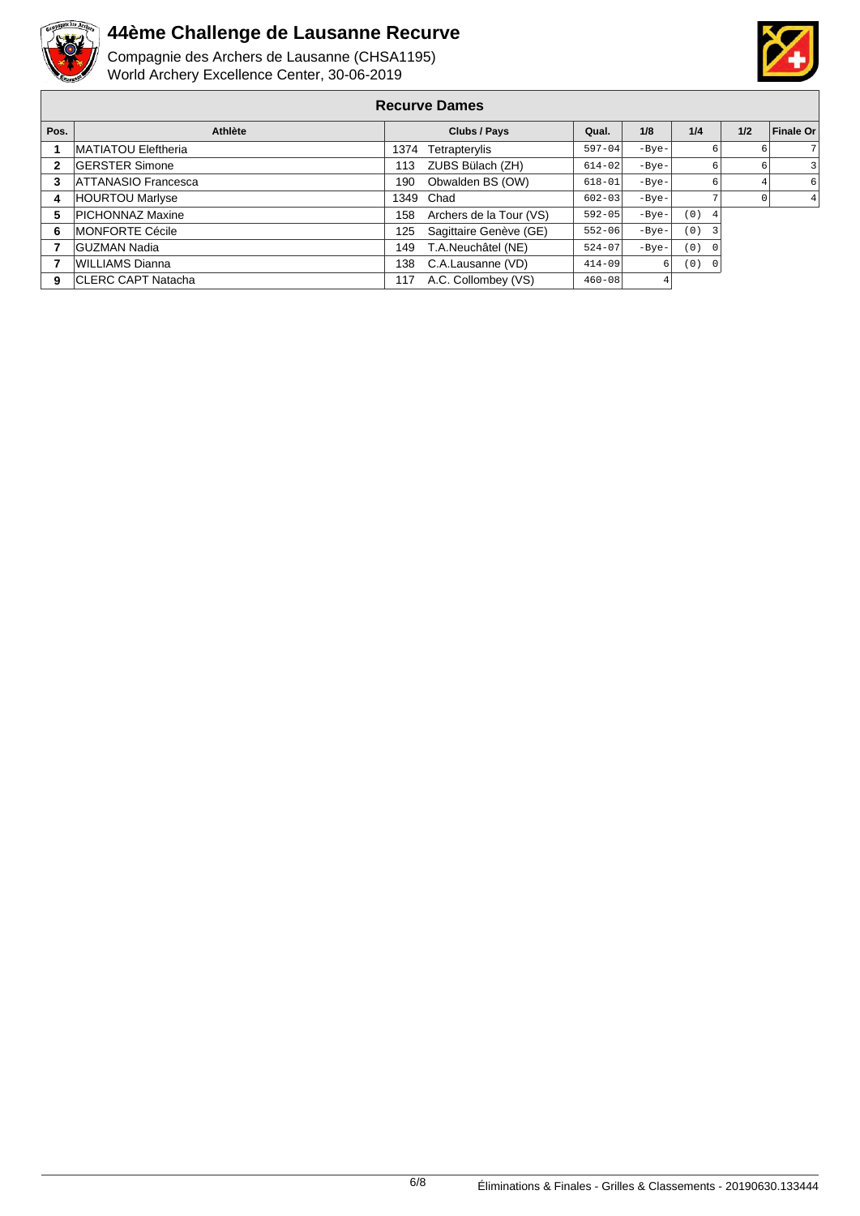# 44ème Challenge de Lausanne Recurve

Compagnie des Archers de Lausanne (CHSA1195)
World Archery Excellence Center, 30-06-2019

## Recurve Dames

| Pos. | Athlète | Clubs / Pays | | Qual. | 1/8 | 1/4 | 1/2 | Finale Or |
|---|---|---|---|---|---|---|---|---|
| 1 | MATIATOU Eleftheria | 1374 | Tetrapterylis | 597-04 | -Bye- | 6 | 6 | 7 |
| 2 | GERSTER Simone | 113 | ZUBS Bülach (ZH) | 614-02 | -Bye- | 6 | 6 | 3 |
| 3 | ATTANASIO Francesca | 190 | Obwalden BS (OW) | 618-01 | -Bye- | 6 | 4 | 6 |
| 4 | HOURTOU Marlyse | 1349 | Chad | 602-03 | -Bye- | 7 | 0 | 4 |
| 5 | PICHONNAZ Maxine | 158 | Archers de la Tour (VS) | 592-05 | -Bye- | (0) 4 | | |
| 6 | MONFORTE Cécile | 125 | Sagittaire Genève (GE) | 552-06 | -Bye- | (0) 3 | | |
| 7 | GUZMAN Nadia | 149 | T.A.Neuchâtel (NE) | 524-07 | -Bye- | (0) 0 | | |
| 7 | WILLIAMS Dianna | 138 | C.A.Lausanne (VD) | 414-09 | 6 | (0) 0 | | |
| 9 | CLERC CAPT Natacha | 117 | A.C. Collombey (VS) | 460-08 | 4 | | | |

Éliminations & Finales - Grilles & Classements - 20190630.133444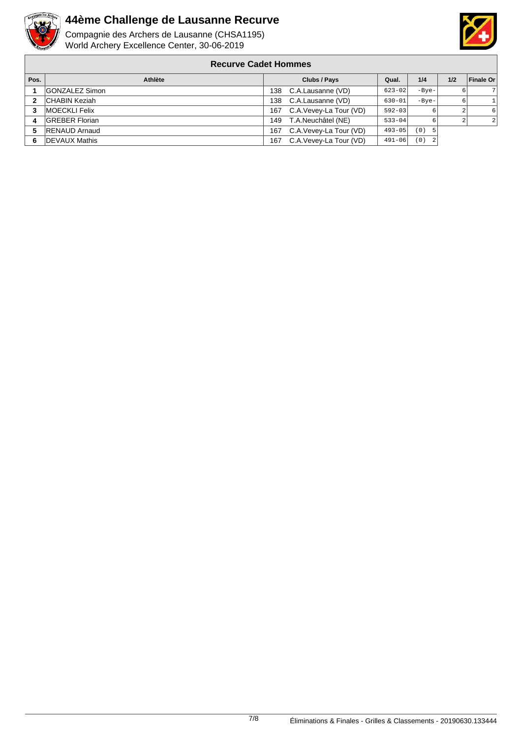# 44ème Challenge de Lausanne Recurve

Compagnie des Archers de Lausanne (CHSA1195)
World Archery Excellence Center, 30-06-2019

## Recurve Cadet Hommes

| Pos. | Athlète | Clubs / Pays | | Qual. | 1/4 | 1/2 | Finale Or |
|---|---|---|---|---|---|---|---|
| 1 | GONZALEZ Simon | 138 | C.A.Lausanne (VD) | 623-02 | -Bye- | 6 | 7 |
| 2 | CHABIN Keziah | 138 | C.A.Lausanne (VD) | 630-01 | -Bye- | 6 | 1 |
| 3 | MOECKLI Felix | 167 | C.A.Vevey-La Tour (VD) | 592-03 | 6 | 2 | 6 |
| 4 | GREBER Florian | 149 | T.A.Neuchâtel (NE) | 533-04 | 6 | 2 | 2 |
| 5 | RENAUD Arnaud | 167 | C.A.Vevey-La Tour (VD) | 493-05 | (0) 5 | | |
| 6 | DEVAUX Mathis | 167 | C.A.Vevey-La Tour (VD) | 491-06 | (0) 2 | | |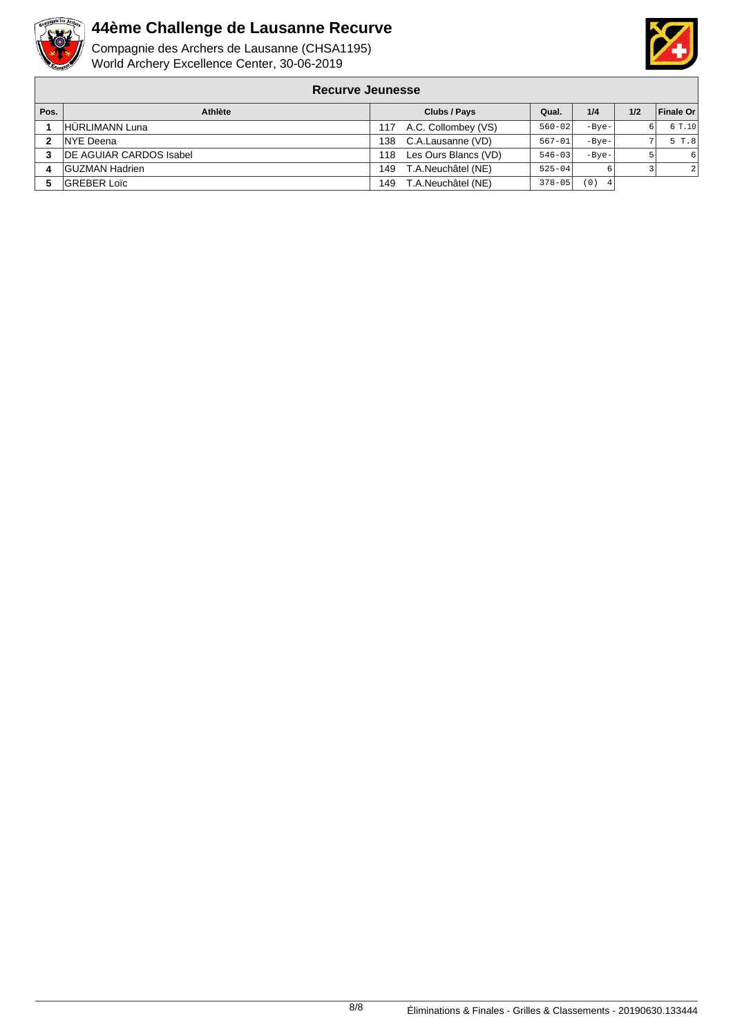# 44ème Challenge de Lausanne Recurve

Compagnie des Archers de Lausanne (CHSA1195)
World Archery Excellence Center, 30-06-2019

## Recurve Jeunesse

| Pos. | Athlète | Clubs / Pays | | Qual. | 1/4 | 1/2 | Finale Or |
|---|---|---|---|---|---|---|---|
| 1 | HÜRLIMANN Luna | 117 | A.C. Collombey (VS) | 560-02 | -Bye- | 6 | 6 T.10 |
| 2 | NYE Deena | 138 | C.A.Lausanne (VD) | 567-01 | -Bye- | 7 | 5 T.8 |
| 3 | DE AGUIAR CARDOS Isabel | 118 | Les Ours Blancs (VD) | 546-03 | -Bye- | 5 | 6 |
| 4 | GUZMAN Hadrien | 149 | T.A.Neuchâtel (NE) | 525-04 | 6 | 3 | 2 |
| 5 | GREBER Loïc | 149 | T.A.Neuchâtel (NE) | 378-05 | (0) 4 | | |

Éliminations & Finales - Grilles & Classements - 20190630.133444